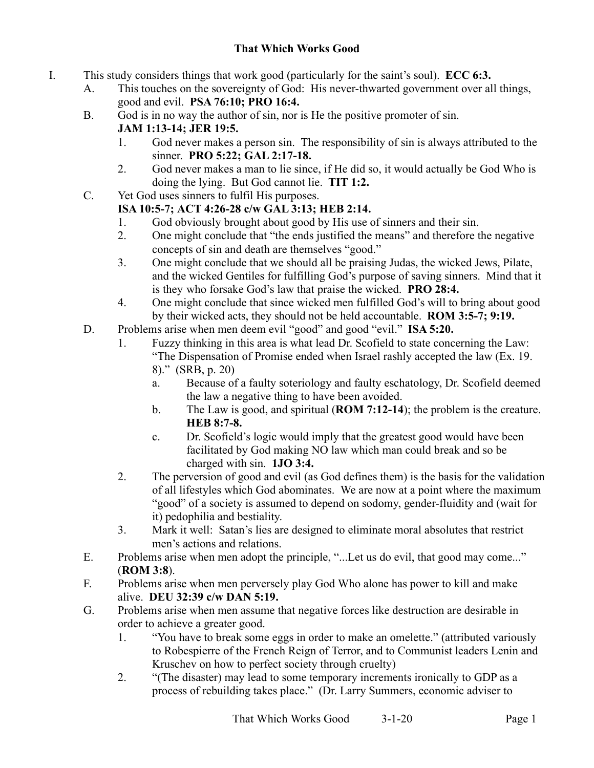# That Which Works Good

I. This study considers things that work good (particularly for the saint's soul). **ECC 6:3.**

   A. This touches on the sovereignty of God: His never-thwarted government over all things, good and evil. **PSA 76:10; PRO 16:4.**

   B. God is in no way the author of sin, nor is He the positive promoter of sin. **JAM 1:13-14; JER 19:5.**

      1. God never makes a person sin. The responsibility of sin is always attributed to the sinner. **PRO 5:22; GAL 2:17-18.**

      2. God never makes a man to lie since, if He did so, it would actually be God Who is doing the lying. But God cannot lie. **TIT 1:2.**

   C. Yet God uses sinners to fulfil His purposes. **ISA 10:5-7; ACT 4:26-28 c/w GAL 3:13; HEB 2:14.**

      1. God obviously brought about good by His use of sinners and their sin.

      2. One might conclude that "the ends justified the means" and therefore the negative concepts of sin and death are themselves "good."

      3. One might conclude that we should all be praising Judas, the wicked Jews, Pilate, and the wicked Gentiles for fulfilling God's purpose of saving sinners. Mind that it is they who forsake God's law that praise the wicked. **PRO 28:4.**

      4. One might conclude that since wicked men fulfilled God's will to bring about good by their wicked acts, they should not be held accountable. **ROM 3:5-7; 9:19.**

   D. Problems arise when men deem evil "good" and good "evil." **ISA 5:20.**

      1. Fuzzy thinking in this area is what lead Dr. Scofield to state concerning the Law: "The Dispensation of Promise ended when Israel rashly accepted the law (Ex. 19. 8)." (SRB, p. 20)

         a. Because of a faulty soteriology and faulty eschatology, Dr. Scofield deemed the law a negative thing to have been avoided.

         b. The Law is good, and spiritual (**ROM 7:12-14**); the problem is the creature. **HEB 8:7-8.**

         c. Dr. Scofield's logic would imply that the greatest good would have been facilitated by God making NO law which man could break and so be charged with sin. **1JO 3:4.**

      2. The perversion of good and evil (as God defines them) is the basis for the validation of all lifestyles which God abominates. We are now at a point where the maximum "good" of a society is assumed to depend on sodomy, gender-fluidity and (wait for it) pedophilia and bestiality.

      3. Mark it well: Satan's lies are designed to eliminate moral absolutes that restrict men's actions and relations.

   E. Problems arise when men adopt the principle, "...Let us do evil, that good may come..." (**ROM 3:8**).

   F. Problems arise when men perversely play God Who alone has power to kill and make alive. **DEU 32:39 c/w DAN 5:19.**

   G. Problems arise when men assume that negative forces like destruction are desirable in order to achieve a greater good.

      1. "You have to break some eggs in order to make an omelette." (attributed variously to Robespierre of the French Reign of Terror, and to Communist leaders Lenin and Kruschev on how to perfect society through cruelty)

      2. "(The disaster) may lead to some temporary increments ironically to GDP as a process of rebuilding takes place." (Dr. Larry Summers, economic adviser to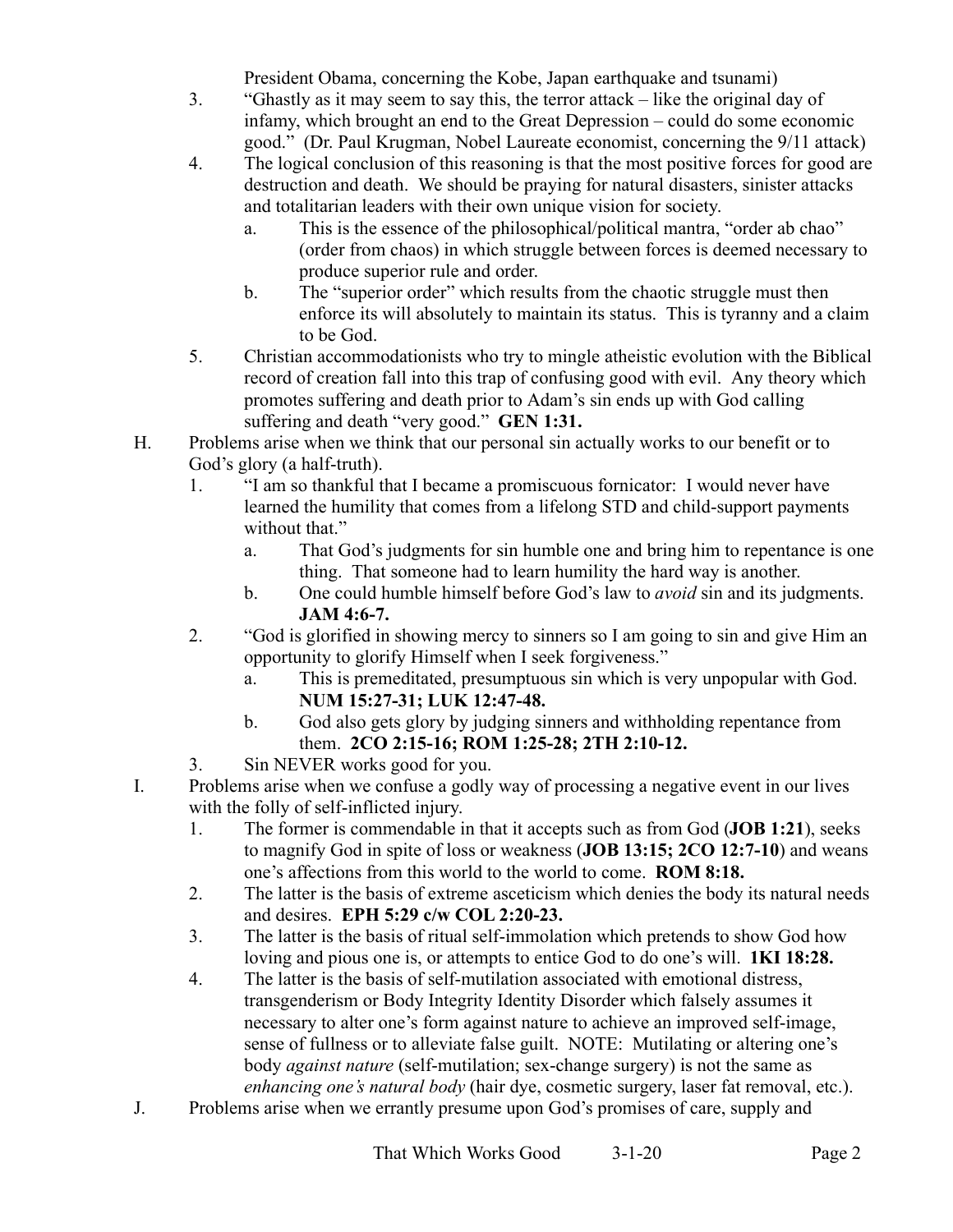President Obama, concerning the Kobe, Japan earthquake and tsunami)

3. "Ghastly as it may seem to say this, the terror attack – like the original day of infamy, which brought an end to the Great Depression – could do some economic good." (Dr. Paul Krugman, Nobel Laureate economist, concerning the 9/11 attack)
4. The logical conclusion of this reasoning is that the most positive forces for good are destruction and death. We should be praying for natural disasters, sinister attacks and totalitarian leaders with their own unique vision for society.
   a. This is the essence of the philosophical/political mantra, "order ab chao" (order from chaos) in which struggle between forces is deemed necessary to produce superior rule and order.
   b. The "superior order" which results from the chaotic struggle must then enforce its will absolutely to maintain its status. This is tyranny and a claim to be God.
5. Christian accommodationists who try to mingle atheistic evolution with the Biblical record of creation fall into this trap of confusing good with evil. Any theory which promotes suffering and death prior to Adam's sin ends up with God calling suffering and death "very good." **GEN 1:31.**

H. Problems arise when we think that our personal sin actually works to our benefit or to God's glory (a half-truth).
   1. "I am so thankful that I became a promiscuous fornicator: I would never have learned the humility that comes from a lifelong STD and child-support payments without that."
      a. That God's judgments for sin humble one and bring him to repentance is one thing. That someone had to learn humility the hard way is another.
      b. One could humble himself before God's law to *avoid* sin and its judgments. **JAM 4:6-7.**
   2. "God is glorified in showing mercy to sinners so I am going to sin and give Him an opportunity to glorify Himself when I seek forgiveness."
      a. This is premeditated, presumptuous sin which is very unpopular with God. **NUM 15:27-31; LUK 12:47-48.**
      b. God also gets glory by judging sinners and withholding repentance from them. **2CO 2:15-16; ROM 1:25-28; 2TH 2:10-12.**
   3. Sin NEVER works good for you.

I. Problems arise when we confuse a godly way of processing a negative event in our lives with the folly of self-inflicted injury.
   1. The former is commendable in that it accepts such as from God (**JOB 1:21**), seeks to magnify God in spite of loss or weakness (**JOB 13:15; 2CO 12:7-10**) and weans one's affections from this world to the world to come. **ROM 8:18.**
   2. The latter is the basis of extreme asceticism which denies the body its natural needs and desires. **EPH 5:29 c/w COL 2:20-23.**
   3. The latter is the basis of ritual self-immolation which pretends to show God how loving and pious one is, or attempts to entice God to do one's will. **1KI 18:28.**
   4. The latter is the basis of self-mutilation associated with emotional distress, transgenderism or Body Integrity Identity Disorder which falsely assumes it necessary to alter one's form against nature to achieve an improved self-image, sense of fullness or to alleviate false guilt. NOTE: Mutilating or altering one's body *against nature* (self-mutilation; sex-change surgery) is not the same as *enhancing one's natural body* (hair dye, cosmetic surgery, laser fat removal, etc.).

J. Problems arise when we errantly presume upon God's promises of care, supply and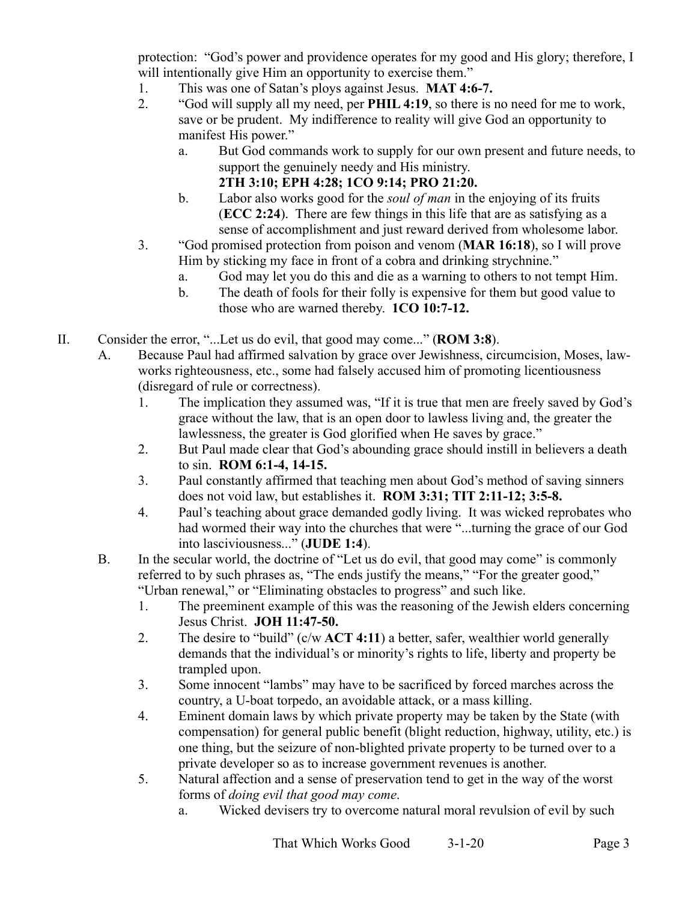protection: "God's power and providence operates for my good and His glory; therefore, I will intentionally give Him an opportunity to exercise them."

1. This was one of Satan's ploys against Jesus. **MAT 4:6-7.**
2. "God will supply all my need, per **PHIL 4:19**, so there is no need for me to work, save or be prudent. My indifference to reality will give God an opportunity to manifest His power."
   a. But God commands work to supply for our own present and future needs, to support the genuinely needy and His ministry. **2TH 3:10; EPH 4:28; 1CO 9:14; PRO 21:20.**
   b. Labor also works good for the *soul of man* in the enjoying of its fruits (**ECC 2:24**). There are few things in this life that are as satisfying as a sense of accomplishment and just reward derived from wholesome labor.
3. "God promised protection from poison and venom (**MAR 16:18**), so I will prove Him by sticking my face in front of a cobra and drinking strychnine."
   a. God may let you do this and die as a warning to others to not tempt Him.
   b. The death of fools for their folly is expensive for them but good value to those who are warned thereby. **1CO 10:7-12.**

II. Consider the error, "...Let us do evil, that good may come..." (**ROM 3:8**).

A. Because Paul had affirmed salvation by grace over Jewishness, circumcision, Moses, law-works righteousness, etc., some had falsely accused him of promoting licentiousness (disregard of rule or correctness).
   1. The implication they assumed was, "If it is true that men are freely saved by God's grace without the law, that is an open door to lawless living and, the greater the lawlessness, the greater is God glorified when He saves by grace."
   2. But Paul made clear that God's abounding grace should instill in believers a death to sin. **ROM 6:1-4, 14-15.**
   3. Paul constantly affirmed that teaching men about God's method of saving sinners does not void law, but establishes it. **ROM 3:31; TIT 2:11-12; 3:5-8.**
   4. Paul's teaching about grace demanded godly living. It was wicked reprobates who had wormed their way into the churches that were "...turning the grace of our God into lasciviousness..." (**JUDE 1:4**).

B. In the secular world, the doctrine of "Let us do evil, that good may come" is commonly referred to by such phrases as, "The ends justify the means," "For the greater good," "Urban renewal," or "Eliminating obstacles to progress" and such like.
   1. The preeminent example of this was the reasoning of the Jewish elders concerning Jesus Christ. **JOH 11:47-50.**
   2. The desire to "build" (c/w **ACT 4:11**) a better, safer, wealthier world generally demands that the individual's or minority's rights to life, liberty and property be trampled upon.
   3. Some innocent "lambs" may have to be sacrificed by forced marches across the country, a U-boat torpedo, an avoidable attack, or a mass killing.
   4. Eminent domain laws by which private property may be taken by the State (with compensation) for general public benefit (blight reduction, highway, utility, etc.) is one thing, but the seizure of non-blighted private property to be turned over to a private developer so as to increase government revenues is another.
   5. Natural affection and a sense of preservation tend to get in the way of the worst forms of *doing evil that good may come*.
      a. Wicked devisers try to overcome natural moral revulsion of evil by such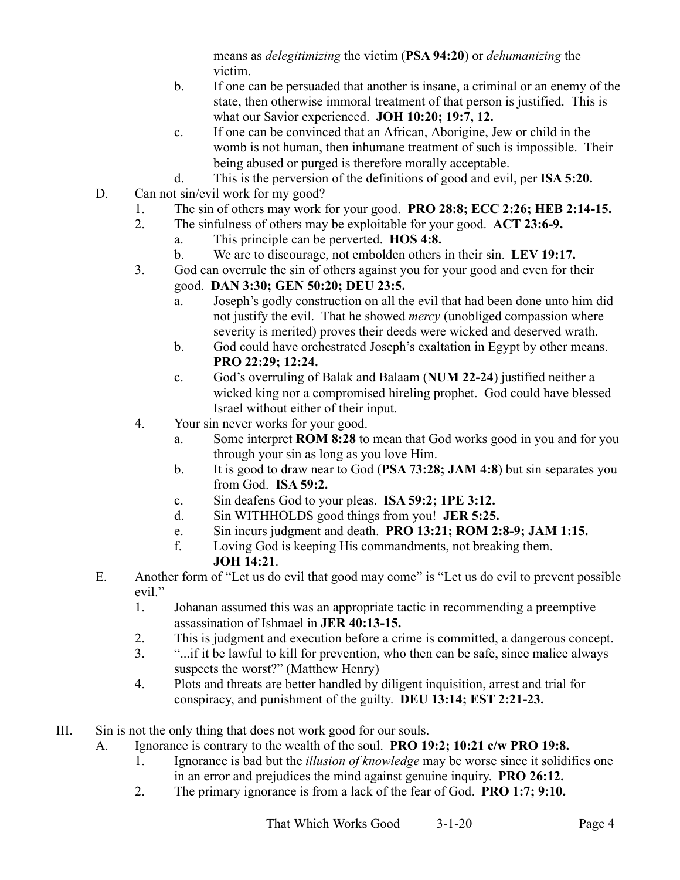means as *delegitimizing* the victim (**PSA 94:20**) or *dehumanizing* the victim.

   b. If one can be persuaded that another is insane, a criminal or an enemy of the state, then otherwise immoral treatment of that person is justified. This is what our Savior experienced. **JOH 10:20; 19:7, 12.**

   c. If one can be convinced that an African, Aborigine, Jew or child in the womb is not human, then inhumane treatment of such is impossible. Their being abused or purged is therefore morally acceptable.

   d. This is the perversion of the definitions of good and evil, per **ISA 5:20.**

D. Can not sin/evil work for my good?

   1. The sin of others may work for your good. **PRO 28:8; ECC 2:26; HEB 2:14-15.**

   2. The sinfulness of others may be exploitable for your good. **ACT 23:6-9.**

      a. This principle can be perverted. **HOS 4:8.**

      b. We are to discourage, not embolden others in their sin. **LEV 19:17.**

   3. God can overrule the sin of others against you for your good and even for their good. **DAN 3:30; GEN 50:20; DEU 23:5.**

      a. Joseph's godly construction on all the evil that had been done unto him did not justify the evil. That he showed *mercy* (unobliged compassion where severity is merited) proves their deeds were wicked and deserved wrath.

      b. God could have orchestrated Joseph's exaltation in Egypt by other means. **PRO 22:29; 12:24.**

      c. God's overruling of Balak and Balaam (**NUM 22-24**) justified neither a wicked king nor a compromised hireling prophet. God could have blessed Israel without either of their input.

   4. Your sin never works for your good.

      a. Some interpret **ROM 8:28** to mean that God works good in you and for you through your sin as long as you love Him.

      b. It is good to draw near to God (**PSA 73:28; JAM 4:8**) but sin separates you from God. **ISA 59:2.**

      c. Sin deafens God to your pleas. **ISA 59:2; 1PE 3:12.**

      d. Sin WITHHOLDS good things from you! **JER 5:25.**

      e. Sin incurs judgment and death. **PRO 13:21; ROM 2:8-9; JAM 1:15.**

      f. Loving God is keeping His commandments, not breaking them. **JOH 14:21**.

E. Another form of "Let us do evil that good may come" is "Let us do evil to prevent possible evil."

   1. Johanan assumed this was an appropriate tactic in recommending a preemptive assassination of Ishmael in **JER 40:13-15.**

   2. This is judgment and execution before a crime is committed, a dangerous concept.

   3. "...if it be lawful to kill for prevention, who then can be safe, since malice always suspects the worst?" (Matthew Henry)

   4. Plots and threats are better handled by diligent inquisition, arrest and trial for conspiracy, and punishment of the guilty. **DEU 13:14; EST 2:21-23.**

III. Sin is not the only thing that does not work good for our souls.

A. Ignorance is contrary to the wealth of the soul. **PRO 19:2; 10:21 c/w PRO 19:8.**

   1. Ignorance is bad but the *illusion of knowledge* may be worse since it solidifies one in an error and prejudices the mind against genuine inquiry. **PRO 26:12.**

   2. The primary ignorance is from a lack of the fear of God. **PRO 1:7; 9:10.**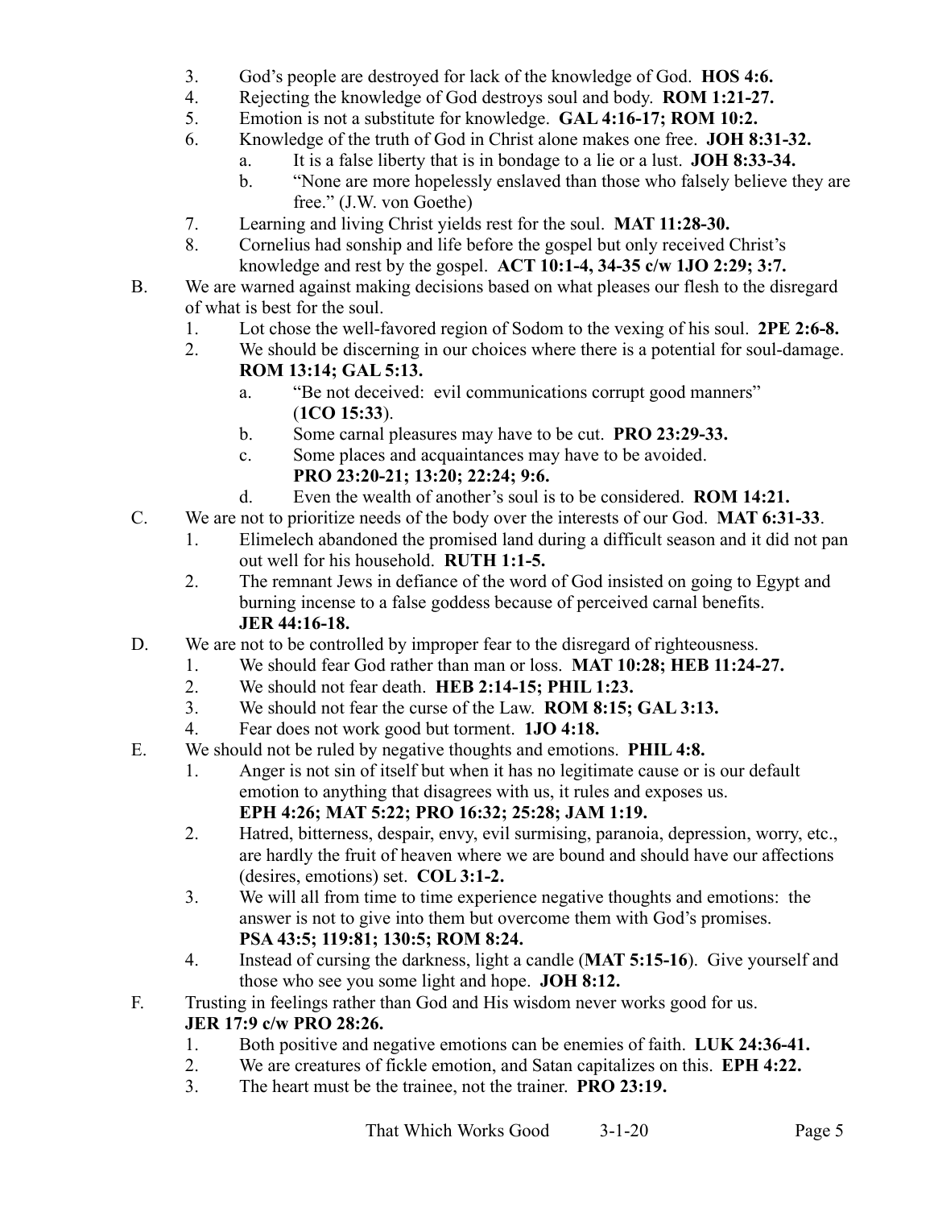3. God's people are destroyed for lack of the knowledge of God. **HOS 4:6.**
4. Rejecting the knowledge of God destroys soul and body. **ROM 1:21-27.**
5. Emotion is not a substitute for knowledge. **GAL 4:16-17; ROM 10:2.**
6. Knowledge of the truth of God in Christ alone makes one free. **JOH 8:31-32.**
   a. It is a false liberty that is in bondage to a lie or a lust. **JOH 8:33-34.**
   b. "None are more hopelessly enslaved than those who falsely believe they are free." (J.W. von Goethe)
7. Learning and living Christ yields rest for the soul. **MAT 11:28-30.**
8. Cornelius had sonship and life before the gospel but only received Christ's knowledge and rest by the gospel. **ACT 10:1-4, 34-35 c/w 1JO 2:29; 3:7.**

B. We are warned against making decisions based on what pleases our flesh to the disregard of what is best for the soul.
   1. Lot chose the well-favored region of Sodom to the vexing of his soul. **2PE 2:6-8.**
   2. We should be discerning in our choices where there is a potential for soul-damage. **ROM 13:14; GAL 5:13.**
      a. "Be not deceived: evil communications corrupt good manners" (**1CO 15:33**).
      b. Some carnal pleasures may have to be cut. **PRO 23:29-33.**
      c. Some places and acquaintances may have to be avoided. **PRO 23:20-21; 13:20; 22:24; 9:6.**
      d. Even the wealth of another's soul is to be considered. **ROM 14:21.**

C. We are not to prioritize needs of the body over the interests of our God. **MAT 6:31-33**.
   1. Elimelech abandoned the promised land during a difficult season and it did not pan out well for his household. **RUTH 1:1-5.**
   2. The remnant Jews in defiance of the word of God insisted on going to Egypt and burning incense to a false goddess because of perceived carnal benefits. **JER 44:16-18.**

D. We are not to be controlled by improper fear to the disregard of righteousness.
   1. We should fear God rather than man or loss. **MAT 10:28; HEB 11:24-27.**
   2. We should not fear death. **HEB 2:14-15; PHIL 1:23.**
   3. We should not fear the curse of the Law. **ROM 8:15; GAL 3:13.**
   4. Fear does not work good but torment. **1JO 4:18.**

E. We should not be ruled by negative thoughts and emotions. **PHIL 4:8.**
   1. Anger is not sin of itself but when it has no legitimate cause or is our default emotion to anything that disagrees with us, it rules and exposes us. **EPH 4:26; MAT 5:22; PRO 16:32; 25:28; JAM 1:19.**
   2. Hatred, bitterness, despair, envy, evil surmising, paranoia, depression, worry, etc., are hardly the fruit of heaven where we are bound and should have our affections (desires, emotions) set. **COL 3:1-2.**
   3. We will all from time to time experience negative thoughts and emotions: the answer is not to give into them but overcome them with God's promises. **PSA 43:5; 119:81; 130:5; ROM 8:24.**
   4. Instead of cursing the darkness, light a candle (**MAT 5:15-16**). Give yourself and those who see you some light and hope. **JOH 8:12.**

F. Trusting in feelings rather than God and His wisdom never works good for us. **JER 17:9 c/w PRO 28:26.**
   1. Both positive and negative emotions can be enemies of faith. **LUK 24:36-41.**
   2. We are creatures of fickle emotion, and Satan capitalizes on this. **EPH 4:22.**
   3. The heart must be the trainee, not the trainer. **PRO 23:19.**